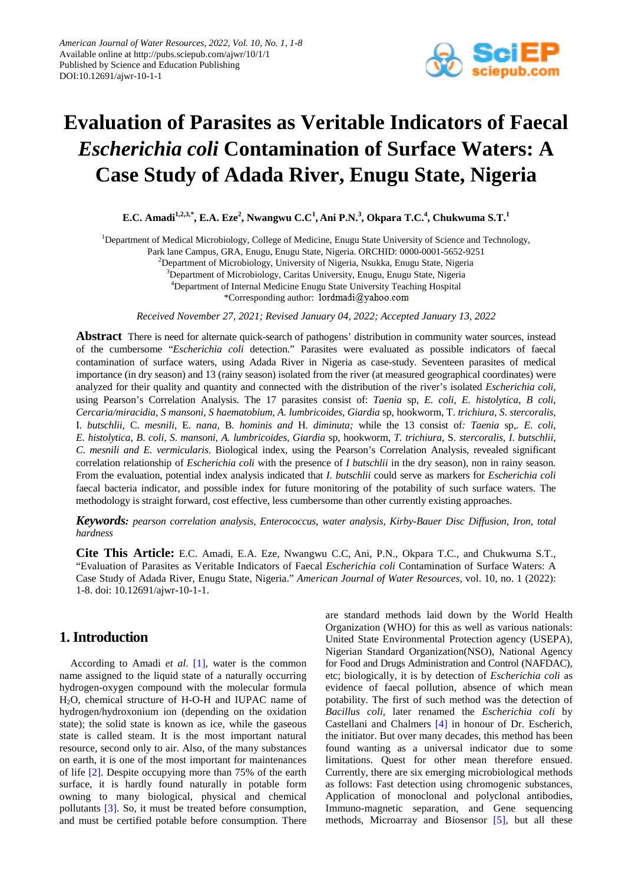American Journal of Water Resources, 2022, Vol. 10, No. 1, 1-8
Available online at http://pubs.sciepub.com/ajwr/10/1/1
Published by Science and Education Publishing
DOI:10.12691/ajwr-10-1-1

# Evaluation of Parasites as Veritable Indicators of Faecal *Escherichia coli* Contamination of Surface Waters: A Case Study of Adada River, Enugu State, Nigeria

**E.C. Amadi[1,2,3,*], E.A. Eze[2], Nwangwu C.C[1], Ani P.N.[3], Okpara T.C.[4], Chukwuma S.T.[1]**

[1]Department of Medical Microbiology, College of Medicine, Enugu State University of Science and Technology, Park lane Campus, GRA, Enugu, Enugu State, Nigeria. ORCHID: 0000-0001-5652-9251
[2]Department of Microbiology, University of Nigeria, Nsukka, Enugu State, Nigeria
[3]Department of Microbiology, Caritas University, Enugu, Enugu State, Nigeria
[4]Department of Internal Medicine Enugu State University Teaching Hospital
*Corresponding author: lordmadi@yahoo.com

*Received November 27, 2021; Revised January 04, 2022; Accepted January 13, 2022*

**Abstract** There is need for alternate quick-search of pathogens' distribution in community water sources, instead of the cumbersome "*Escherichia coli* detection." Parasites were evaluated as possible indicators of faecal contamination of surface waters, using Adada River in Nigeria as case-study. Seventeen parasites of medical importance (in dry season) and 13 (rainy season) isolated from the river (at measured geographical coordinates) were analyzed for their quality and quantity and connected with the distribution of the river's isolated *Escherichia coli*, using Pearson's Correlation Analysis. The 17 parasites consist of: *Taenia* sp, *E. coli*, *E. histolytica*, *B coli*, *Cercaria/miracidia*, *S mansoni*, *S haematobium*, *A. lumbricoides*, *Giardia* sp, hookworm, T. *trichiura*, *S. stercoralis*, I. *butschlii*, C. *mesnili*, E. *nana*, B. *hominis and* H. *diminuta;* while the 13 consist of*: Taenia* sp,. *E. coli*, *E. histolytica*, *B. coli*, *S. mansoni*, *A. lumbricoides*, *Giardia* sp, hookworm, *T. trichiura*, S. *stercoralis*, *I. butschlii*, *C. mesnili and E. vermicularis.* Biological index, using the Pearson's Correlation Analysis, revealed significant correlation relationship of *Escherichia coli* with the presence of *I butschlii* in the dry season), non in rainy season. From the evaluation, potential index analysis indicated that *I. butschlii* could serve as markers for *Escherichia coli* faecal bacteria indicator, and possible index for future monitoring of the potability of such surface waters. The methodology is straight forward, cost effective, less cumbersome than other currently existing approaches.

***Keywords:*** *pearson correlation analysis, Enterococcus, water analysis, Kirby-Bauer Disc Diffusion, Iron, total hardness*

**Cite This Article:** E.C. Amadi, E.A. Eze, Nwangwu C.C, Ani, P.N., Okpara T.C., and Chukwuma S.T., "Evaluation of Parasites as Veritable Indicators of Faecal *Escherichia coli* Contamination of Surface Waters: A Case Study of Adada River, Enugu State, Nigeria." *American Journal of Water Resources*, vol. 10, no. 1 (2022): 1-8. doi: 10.12691/ajwr-10-1-1.

## 1. Introduction

According to Amadi *et al*. [1], water is the common name assigned to the liquid state of a naturally occurring hydrogen-oxygen compound with the molecular formula $H_2O$, chemical structure of H-O-H and IUPAC name of hydrogen/hydroxonium ion (depending on the oxidation state); the solid state is known as ice, while the gaseous state is called steam. It is the most important natural resource, second only to air. Also, of the many substances on earth, it is one of the most important for maintenances of life [2]. Despite occupying more than 75% of the earth surface, it is hardly found naturally in potable form owning to many biological, physical and chemical pollutants [3]. So, it must be treated before consumption, and must be certified potable before consumption. There are standard methods laid down by the World Health Organization (WHO) for this as well as various nationals: United State Environmental Protection agency (USEPA), Nigerian Standard Organization(NSO), National Agency for Food and Drugs Administration and Control (NAFDAC), etc; biologically, it is by detection of *Escherichia coli* as evidence of faecal pollution, absence of which mean potability. The first of such method was the detection of *Bacillus coli*, later renamed the *Escherichia coli* by Castellani and Chalmers [4] in honour of Dr. Escherich, the initiator. But over many decades, this method has been found wanting as a universal indicator due to some limitations. Quest for other mean therefore ensued. Currently, there are six emerging microbiological methods as follows: Fast detection using chromogenic substances, Application of monoclonal and polyclonal antibodies, Immuno-magnetic separation, and Gene sequencing methods, Microarray and Biosensor [5], but all these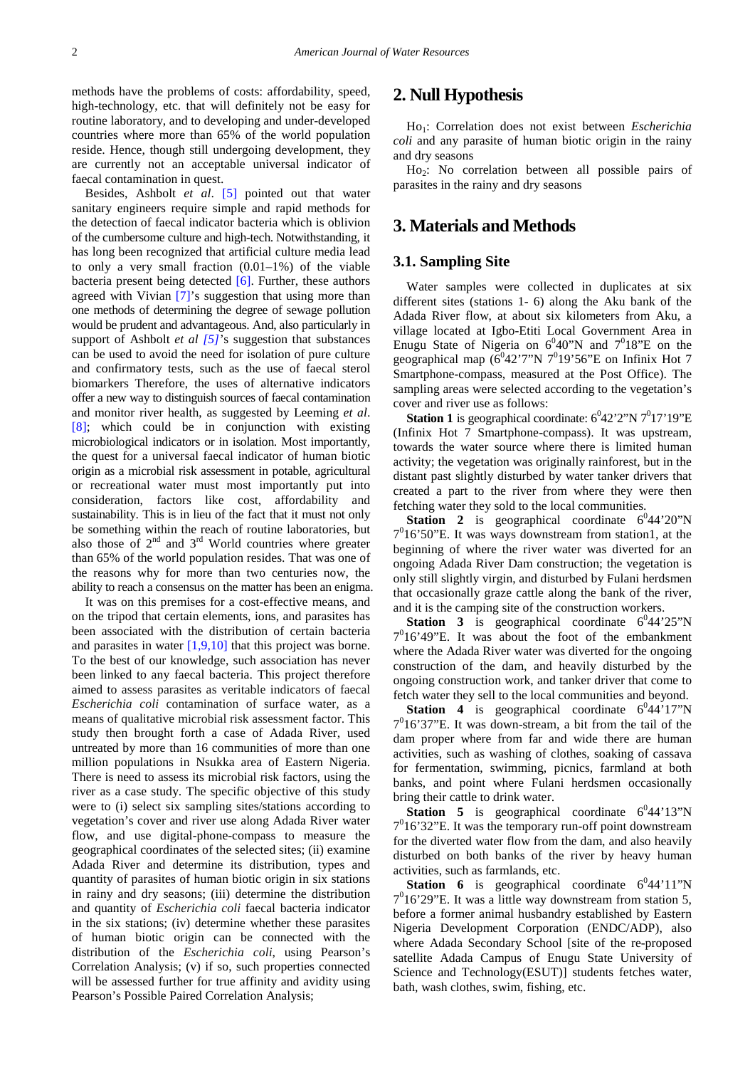methods have the problems of costs: affordability, speed, high-technology, etc. that will definitely not be easy for routine laboratory, and to developing and under-developed countries where more than 65% of the world population reside. Hence, though still undergoing development, they are currently not an acceptable universal indicator of faecal contamination in quest.

Besides, Ashbolt *et al*. [5] pointed out that water sanitary engineers require simple and rapid methods for the detection of faecal indicator bacteria which is oblivion of the cumbersome culture and high-tech. Notwithstanding, it has long been recognized that artificial culture media lead to only a very small fraction (0.01–1%) of the viable bacteria present being detected [6]. Further, these authors agreed with Vivian [7]'s suggestion that using more than one methods of determining the degree of sewage pollution would be prudent and advantageous. And, also particularly in support of Ashbolt *et al* [5]'s suggestion that substances can be used to avoid the need for isolation of pure culture and confirmatory tests, such as the use of faecal sterol biomarkers Therefore, the uses of alternative indicators offer a new way to distinguish sources of faecal contamination and monitor river health, as suggested by Leeming *et al*. [8]; which could be in conjunction with existing microbiological indicators or in isolation. Most importantly, the quest for a universal faecal indicator of human biotic origin as a microbial risk assessment in potable, agricultural or recreational water must most importantly put into consideration, factors like cost, affordability and sustainability. This is in lieu of the fact that it must not only be something within the reach of routine laboratories, but also those of 2nd and 3rd World countries where greater than 65% of the world population resides. That was one of the reasons why for more than two centuries now, the ability to reach a consensus on the matter has been an enigma.

It was on this premises for a cost-effective means, and on the tripod that certain elements, ions, and parasites has been associated with the distribution of certain bacteria and parasites in water [1,9,10] that this project was borne. To the best of our knowledge, such association has never been linked to any faecal bacteria. This project therefore aimed to assess parasites as veritable indicators of faecal *Escherichia coli* contamination of surface water, as a means of qualitative microbial risk assessment factor. This study then brought forth a case of Adada River, used untreated by more than 16 communities of more than one million populations in Nsukka area of Eastern Nigeria. There is need to assess its microbial risk factors, using the river as a case study. The specific objective of this study were to (i) select six sampling sites/stations according to vegetation's cover and river use along Adada River water flow, and use digital-phone-compass to measure the geographical coordinates of the selected sites; (ii) examine Adada River and determine its distribution, types and quantity of parasites of human biotic origin in six stations in rainy and dry seasons; (iii) determine the distribution and quantity of *Escherichia coli* faecal bacteria indicator in the six stations; (iv) determine whether these parasites of human biotic origin can be connected with the distribution of the *Escherichia coli,* using Pearson's Correlation Analysis; (v) if so, such properties connected will be assessed further for true affinity and avidity using Pearson's Possible Paired Correlation Analysis;

## 2. Null Hypothesis

$Ho_1$: Correlation does not exist between *Escherichia coli* and any parasite of human biotic origin in the rainy and dry seasons

$Ho_2$: No correlation between all possible pairs of parasites in the rainy and dry seasons

## 3. Materials and Methods

### 3.1. Sampling Site

Water samples were collected in duplicates at six different sites (stations 1- 6) along the Aku bank of the Adada River flow, at about six kilometers from Aku, a village located at Igbo-Etiti Local Government Area in Enugu State of Nigeria on $6^0$40"N and $7^0$18"E on the geographical map ($6^0$42'7"N $7^0$19'56"E on Infinix Hot 7 Smartphone-compass, measured at the Post Office). The sampling areas were selected according to the vegetation's cover and river use as follows:

**Station 1** is geographical coordinate: $6^0$42'2"N $7^0$17'19"E (Infinix Hot 7 Smartphone-compass). It was upstream, towards the water source where there is limited human activity; the vegetation was originally rainforest, but in the distant past slightly disturbed by water tanker drivers that created a part to the river from where they were then fetching water they sold to the local communities.

**Station 2** is geographical coordinate $6^0$44'20"N $7^0$16'50"E. It was ways downstream from station1, at the beginning of where the river water was diverted for an ongoing Adada River Dam construction; the vegetation is only still slightly virgin, and disturbed by Fulani herdsmen that occasionally graze cattle along the bank of the river, and it is the camping site of the construction workers.

**Station 3** is geographical coordinate $6^0$44'25"N $7^0$16'49"E. It was about the foot of the embankment where the Adada River water was diverted for the ongoing construction of the dam, and heavily disturbed by the ongoing construction work, and tanker driver that come to fetch water they sell to the local communities and beyond.

**Station 4** is geographical coordinate $6^0$44'17"N $7^0$16'37"E. It was down-stream, a bit from the tail of the dam proper where from far and wide there are human activities, such as washing of clothes, soaking of cassava for fermentation, swimming, picnics, farmland at both banks, and point where Fulani herdsmen occasionally bring their cattle to drink water.

**Station 5** is geographical coordinate $6^0$44'13"N $7^0$16'32"E. It was the temporary run-off point downstream for the diverted water flow from the dam, and also heavily disturbed on both banks of the river by heavy human activities, such as farmlands, etc.

**Station 6** is geographical coordinate $6^0$44'11"N $7^0$16'29"E. It was a little way downstream from station 5, before a former animal husbandry established by Eastern Nigeria Development Corporation (ENDC/ADP), also where Adada Secondary School [site of the re-proposed satellite Adada Campus of Enugu State University of Science and Technology(ESUT)] students fetches water, bath, wash clothes, swim, fishing, etc.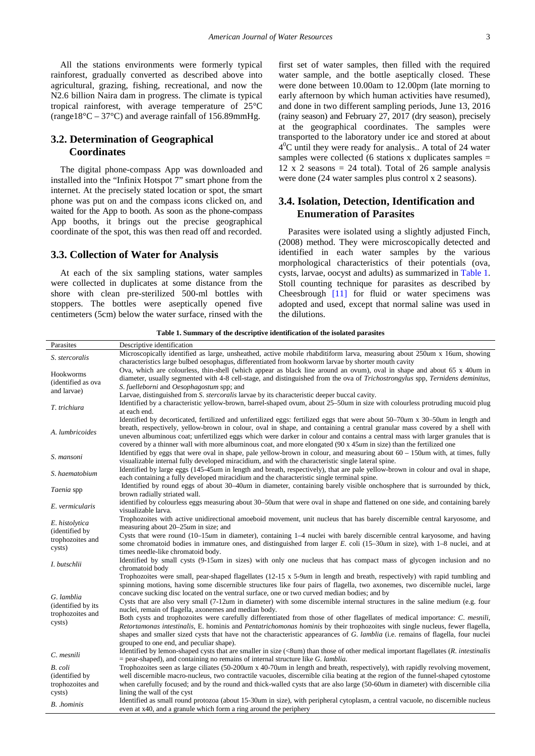All the stations environments were formerly typical rainforest, gradually converted as described above into agricultural, grazing, fishing, recreational, and now the N2.6 billion Naira dam in progress. The climate is typical tropical rainforest, with average temperature of 25°C (range18°C – 37°C) and average rainfall of 156.89mmHg.

## 3.2. Determination of Geographical Coordinates

The digital phone-compass App was downloaded and installed into the "Infinix Hotspot 7" smart phone from the internet. At the precisely stated location or spot, the smart phone was put on and the compass icons clicked on, and waited for the App to booth. As soon as the phone-compass App booths, it brings out the precise geographical coordinate of the spot, this was then read off and recorded.

## 3.3. Collection of Water for Analysis

At each of the six sampling stations, water samples were collected in duplicates at some distance from the shore with clean pre-sterilized 500-ml bottles with stoppers. The bottles were aseptically opened five centimeters (5cm) below the water surface, rinsed with the first set of water samples, then filled with the required water sample, and the bottle aseptically closed. These were done between 10.00am to 12.00pm (late morning to early afternoon by which human activities have resumed), and done in two different sampling periods, June 13, 2016 (rainy season) and February 27, 2017 (dry season), precisely at the geographical coordinates. The samples were transported to the laboratory under ice and stored at about $4^0$C until they were ready for analysis.. A total of 24 water samples were collected (6 stations x duplicates samples = 12 x 2 seasons = 24 total). Total of 26 sample analysis were done (24 water samples plus control x 2 seasons).

## 3.4. Isolation, Detection, Identification and Enumeration of Parasites

Parasites were isolated using a slightly adjusted Finch, (2008) method. They were microscopically detected and identified in each water samples by the various morphological characteristics of their potentials (ova, cysts, larvae, oocyst and adults) as summarized in Table 1. Stoll counting technique for parasites as described by Cheesbrough [11] for fluid or water specimens was adopted and used, except that normal saline was used in the dilutions.

**Table 1. Summary of the descriptive identification of the isolated parasites**

| Parasites | Descriptive identification |
|---|---|
| *S. stercoralis* | Microscopically identified as large, unsheathed, active mobile rhabditiform larva, measuring about 250*um* x 16um, showing characteristics large bulbed oesophagus, differentiated from hookworm larvae by shorter mouth cavity |
| Hookworms (identified as ova and larvae) | Ova, which are colourless, thin-shell (which appear as black line around an ovum), oval in shape and about 65 x 40*um* in diameter, usually segmented with 4-8 cell-stage, and distinguished from the ova of *Trichostrongylus* spp, *Ternidens deminitus*, *S. fuelleborni* and *Oesophagostum* spp; and<br>Larvae, distinguished from *S. stercoralis* larvae by its characteristic deeper buccal cavity. |
| *T. trichiura* | Identified by a characteristic yellow-brown, barrel-shaped ovum, about 25–50*um* in size with colourless protruding mucoid plug at each end. |
| *A. lumbricoides* | Identified by decorticated, fertilized and unfertilized eggs: fertilized eggs that were about 50–70*um* x 30–50*um* in length and breath, respectively, yellow-brown in colour, oval in shape, and containing a central granular mass covered by a shell with uneven albuminous coat; unfertilized eggs which were darker in colour and contains a central mass with larger granules that is covered by a thinner wall with more albuminous coat, and more elongated (90 x 45*um* in size) than the fertilized one |
| *S. mansoni* | Identified by eggs that were oval in shape, pale yellow-brown in colour, and measuring about 60 – 150*um* with, at times, fully visualizable internal fully developed miracidium, and with the characteristic single lateral spine. |
| *S. haematobium* | Identified by large eggs (145-45*um* in length and breath, respectively), that are pale yellow-brown in colour and oval in shape, each containing a fully developed miracidium and the characteristic single terminal spine. |
| *Taenia* spp | Identified by round eggs of about 30–40*um* in diameter, containing barely visible onchosphere that is surrounded by thick, brown radially striated wall. |
| *E. vermicularis* | identified by colourless eggs measuring about 30–50*um* that were oval in shape and flattened on one side, and containing barely visualizable larva. |
| *E. histolytica* (identified by trophozoites and cysts) | Trophozoites with active unidirectional amoeboid movement, unit nucleus that has barely discernible central karyosome, and measuring about 20–25*um* in size; and<br>Cysts that were round (10–15*um* in diameter), containing 1–4 nuclei with barely discernible central karyosome, and having some chromatoid bodies in immature ones, and distinguished from larger *E.* coli (15–30*um* in size), with 1–8 nuclei, and at times needle-like chromatoid body. |
| *I. butschlii* | Identified by small cysts (9-15*um* in sizes) with only one nucleus that has compact mass of glycogen inclusion and no chromatoid body |
| *G. lamblia* (identified by its trophozoites and cysts) | Trophozoites were small, pear-shaped flagellates (12-15 x 5-9*um* in length and breath, respectively) with rapid tumbling and spinning motions, having some discernible structures like four pairs of flagella, two axonemes, two discernible nuclei, large concave sucking disc located on the ventral surface, one or two curved median bodies; and by<br>Cysts that are also very small (7-12*um* in diameter) with some discernible internal structures in the saline medium (e.g. four nuclei, remain of flagella, axonemes and median body.<br>Both cysts and trophozoites were carefully differentiated from those of other flagellates of medical importance: *C. mesnili*, *Retortamonas intestinalis*, E. hominis and *Pentatrichomonas hominis* by their trophozoites with single nucleus, fewer flagella, shapes and smaller sized cysts that have not the characteristic appearances of *G. lamblia* (i.e. remains of flagella, four nuclei grouped to one end, and peculiar shape). |
| *C. mesnili* | Identified by lemon-shaped cysts that are smaller in size (<8um) than those of other medical important flagellates (*R. intestinalis* = pear-shaped), and containing no remains of internal structure like *G. lamblia*. |
| *B. coli* (identified by trophozoites and cysts) | Trophozoites seen as large ciliates (50-200*um* x 40-70*um* in length and breath, respectively), with rapidly revolving movement, well discernible macro-nucleus, two contractile vacuoles, discernible cilia beating at the region of the funnel-shaped cytostome when carefully focused; and by the round and thick-walled cysts that are also large (50-60*um* in diameter) with discernible cilia lining the wall of the cyst |
| *B. .hominis* | Identified as small round protozoa (about 15-30*um* in size), with peripheral cytoplasm, a central vacuole, no discernible nucleus even at x40, and a granule which form a ring around the periphery |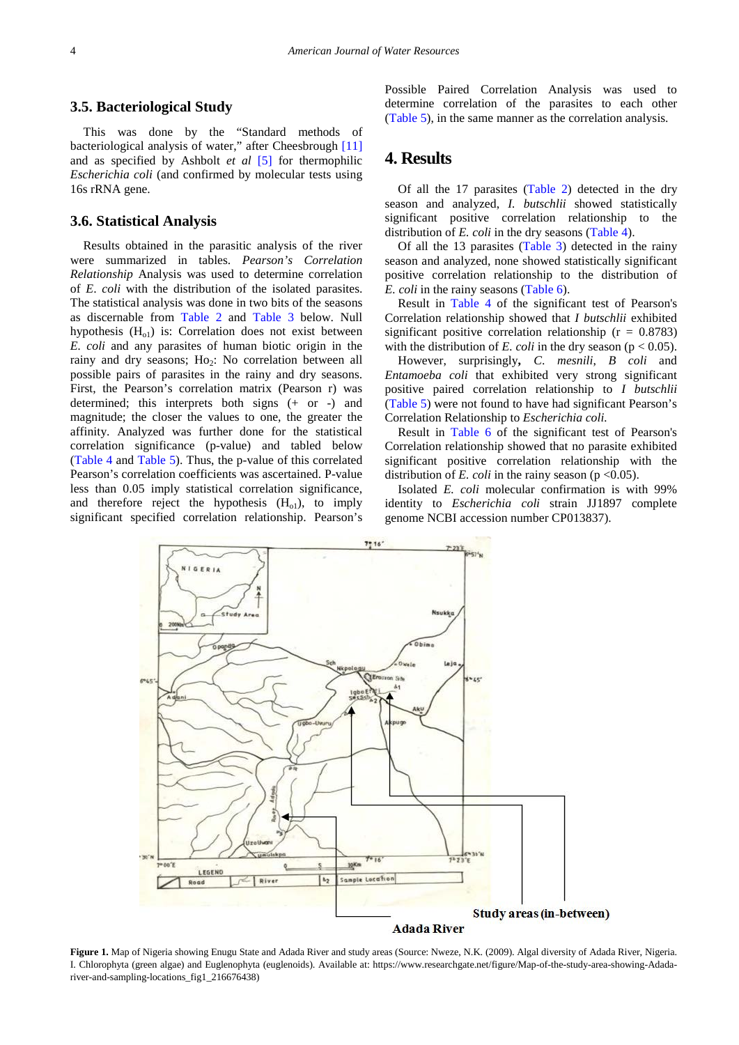### 3.5. Bacteriological Study

This was done by the "Standard methods of bacteriological analysis of water," after Cheesbrough [11] and as specified by Ashbolt *et al* [5] for thermophilic *Escherichia coli* (and confirmed by molecular tests using 16s rRNA gene.

### 3.6. Statistical Analysis

Results obtained in the parasitic analysis of the river were summarized in tables. *Pearson's Correlation Relationship* Analysis was used to determine correlation of *E. coli* with the distribution of the isolated parasites. The statistical analysis was done in two bits of the seasons as discernable from Table 2 and Table 3 below. Null hypothesis ($H_{o1}$) is: Correlation does not exist between *E. coli* and any parasites of human biotic origin in the rainy and dry seasons; $Ho_2$: No correlation between all possible pairs of parasites in the rainy and dry seasons. First, the Pearson's correlation matrix (Pearson r) was determined; this interprets both signs (+ or -) and magnitude; the closer the values to one, the greater the affinity. Analyzed was further done for the statistical correlation significance (p-value) and tabled below (Table 4 and Table 5). Thus, the p-value of this correlated Pearson's correlation coefficients was ascertained. P-value less than 0.05 imply statistical correlation significance, and therefore reject the hypothesis ($H_{o1}$), to imply significant specified correlation relationship. Pearson's Possible Paired Correlation Analysis was used to determine correlation of the parasites to each other (Table 5), in the same manner as the correlation analysis.

## 4. Results

Of all the 17 parasites (Table 2) detected in the dry season and analyzed, *I. butschlii* showed statistically significant positive correlation relationship to the distribution of *E. coli* in the dry seasons (Table 4).

Of all the 13 parasites (Table 3) detected in the rainy season and analyzed, none showed statistically significant positive correlation relationship to the distribution of *E. coli* in the rainy seasons (Table 6).

Result in Table 4 of the significant test of Pearson's Correlation relationship showed that *I butschlii* exhibited significant positive correlation relationship ($r = 0.8783$) with the distribution of *E. coli* in the dry season ($p < 0.05$).

However, surprisingly**,** *C. mesnili*, *B coli* and *Entamoeba coli* that exhibited very strong significant positive paired correlation relationship to *I butschlii* (Table 5) were not found to have had significant Pearson's Correlation Relationship to *Escherichia coli.*

Result in Table 6 of the significant test of Pearson's Correlation relationship showed that no parasite exhibited significant positive correlation relationship with the distribution of *E. coli* in the rainy season ($p < 0.05$).

Isolated *E. coli* molecular confirmation is with 99% identity to *Escherichia coli* strain JJ1897 complete genome NCBI accession number CP013837).

**Figure 1.** Map of Nigeria showing Enugu State and Adada River and study areas (Source: Nweze, N.K. (2009). Algal diversity of Adada River, Nigeria. I. Chlorophyta (green algae) and Euglenophyta (euglenoids). Available at: https://www.researchgate.net/figure/Map-of-the-study-area-showing-Adada-river-and-sampling-locations_fig1_216676438)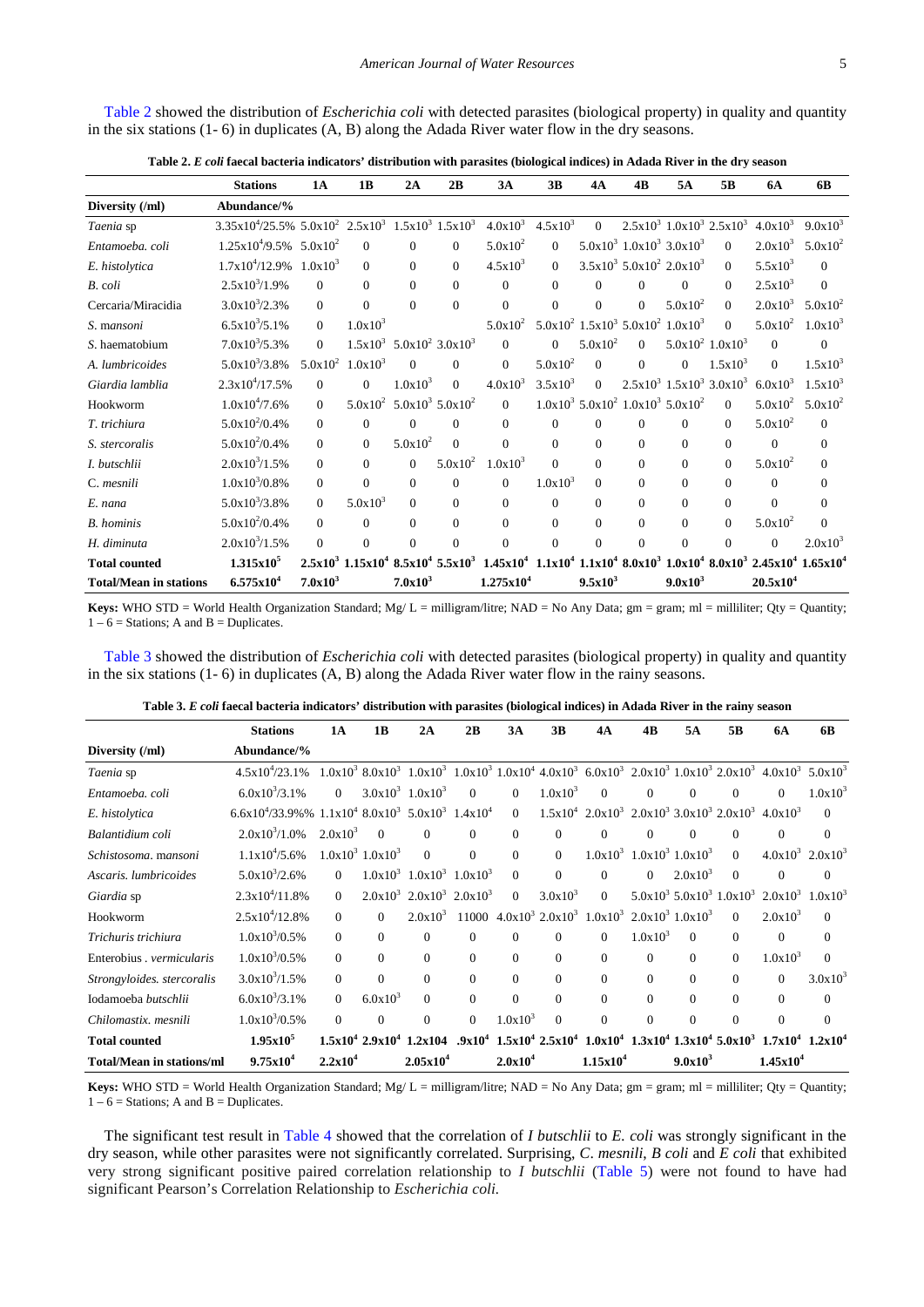Table 2 showed the distribution of *Escherichia coli* with detected parasites (biological property) in quality and quantity in the six stations (1- 6) in duplicates (A, B) along the Adada River water flow in the dry seasons.

**Table 2. *E coli* faecal bacteria indicators' distribution with parasites (biological indices) in Adada River in the dry season**

| | **Stations** | **1A** | **1B** | **2A** | **2B** | **3A** | **3B** | **4A** | **4B** | **5A** | **5B** | **6A** | **6B** |
|---|---|---|---|---|---|---|---|---|---|---|---|---|---|
| **Diversity (/ml)** | **Abundance/%** | | | | | | | | | | | | |
| *Taenia* sp | $3.35x10^4$/25.5% | $5.0x10^2$ | $2.5x10^3$ | $1.5x10^3$ | $1.5x10^3$ | $4.0x10^3$ | $4.5x10^3$ | 0 | $2.5x10^3$ | $1.0x10^3$ | $2.5x10^3$ | $4.0x10^3$ | $9.0x10^3$ |
| *Entamoeba. coli* | $1.25x10^4$/9.5% | $5.0x10^2$ | 0 | 0 | 0 | $5.0x10^2$ | 0 | $5.0x10^3$ | $1.0x10^3$ | $3.0x10^3$ | 0 | $2.0x10^3$ | $5.0x10^2$ |
| *E. histolytica* | $1.7x10^4$/12.9% | $1.0x10^3$ | 0 | 0 | 0 | $4.5x10^3$ | 0 | $3.5x10^3$ | $5.0x10^2$ | $2.0x10^3$ | 0 | $5.5x10^3$ | 0 |
| *B. coli* | $2.5x10^3$/1.9% | 0 | 0 | 0 | 0 | 0 | 0 | 0 | 0 | 0 | 0 | $2.5x10^3$ | 0 |
| Cercaria/Miracidia | $3.0x10^3$/2.3% | 0 | 0 | 0 | 0 | 0 | 0 | 0 | 0 | $5.0x10^2$ | 0 | $2.0x10^3$ | $5.0x10^2$ |
| *S. mansoni* | $6.5x10^3$/5.1% | 0 | $1.0x10^3$ | | | $5.0x10^2$ | $5.0x10^2$ | $1.5x10^3$ | $5.0x10^2$ | $1.0x10^3$ | 0 | $5.0x10^2$ | $1.0x10^3$ |
| *S.* haematobium | $7.0x10^3$/5.3% | 0 | $1.5x10^3$ | $5.0x10^2$ | $3.0x10^3$ | 0 | 0 | $5.0x10^2$ | 0 | $5.0x10^2$ | $1.0x10^3$ | 0 | 0 |
| *A. lumbricoides* | $5.0x10^3$/3.8% | $5.0x10^2$ | $1.0x10^3$ | 0 | 0 | 0 | $5.0x10^2$ | 0 | 0 | 0 | $1.5x10^3$ | 0 | $1.5x10^3$ |
| *Giardia lamblia* | $2.3x10^4$/17.5% | 0 | 0 | $1.0x10^3$ | 0 | $4.0x10^3$ | $3.5x10^3$ | 0 | $2.5x10^3$ | $1.5x10^3$ | $3.0x10^3$ | $6.0x10^3$ | $1.5x10^3$ |
| Hookworm | $1.0x10^4$/7.6% | 0 | $5.0x10^2$ | $5.0x10^3$ | $5.0x10^2$ | 0 | $1.0x10^3$ | $5.0x10^2$ | $1.0x10^3$ | $5.0x10^2$ | 0 | $5.0x10^2$ | $5.0x10^2$ |
| *T. trichiura* | $5.0x10^2$/0.4% | 0 | 0 | 0 | 0 | 0 | 0 | 0 | 0 | 0 | 0 | $5.0x10^2$ | 0 |
| *S. stercoralis* | $5.0x10^2$/0.4% | 0 | 0 | $5.0x10^2$ | 0 | 0 | 0 | 0 | 0 | 0 | 0 | 0 | 0 |
| *I. butschlii* | $2.0x10^3$/1.5% | 0 | 0 | 0 | $5.0x10^2$ | $1.0x10^3$ | 0 | 0 | 0 | 0 | 0 | $5.0x10^2$ | 0 |
| C*. mesnili* | $1.0x10^3$/0.8% | 0 | 0 | 0 | 0 | 0 | $1.0x10^3$ | 0 | 0 | 0 | 0 | 0 | 0 |
| *E. nana* | $5.0x10^3$/3.8% | 0 | $5.0x10^3$ | 0 | 0 | 0 | 0 | 0 | 0 | 0 | 0 | 0 | 0 |
| *B. hominis* | $5.0x10^2$/0.4% | 0 | 0 | 0 | 0 | 0 | 0 | 0 | 0 | 0 | 0 | $5.0x10^2$ | 0 |
| *H. diminuta* | $2.0x10^3$/1.5% | 0 | 0 | 0 | 0 | 0 | 0 | 0 | 0 | 0 | 0 | 0 | $2.0x10^3$ |
| **Total counted** | **$1.315x10^5$** | **$2.5x10^3$** | **$1.15x10^4$** | **$8.5x10^4$** | **$5.5x10^3$** | **$1.45x10^4$** | **$1.1x10^4$** | **$1.1x10^4$** | **$8.0x10^3$** | **$1.0x10^4$** | **$8.0x10^3$** | **$2.45x10^4$** | **$1.65x10^4$** |
| **Total/Mean in stations** | **$6.575x10^4$** | **$7.0x10^3$** | | **$7.0x10^3$** | | **$1.275x10^4$** | | **$9.5x10^3$** | | **$9.0x10^3$** | | **$20.5x10^4$** | |

**Keys:** WHO STD = World Health Organization Standard; Mg/ L = milligram/litre; NAD = No Any Data; gm = gram; ml = milliliter; Qty = Quantity; 1 – 6 = Stations; A and B = Duplicates.

Table 3 showed the distribution of *Escherichia coli* with detected parasites (biological property) in quality and quantity in the six stations (1- 6) in duplicates (A, B) along the Adada River water flow in the rainy seasons.

**Table 3. *E coli* faecal bacteria indicators' distribution with parasites (biological indices) in Adada River in the rainy season**

| | **Stations** | **1A** | **1B** | **2A** | **2B** | **3A** | **3B** | **4A** | **4B** | **5A** | **5B** | **6A** | **6B** |
|---|---|---|---|---|---|---|---|---|---|---|---|---|---|
| **Diversity (/ml)** | **Abundance/%** | | | | | | | | | | | | |
| *Taenia* sp | $4.5x10^4$/23.1% | $1.0x10^3$ | $8.0x10^3$ | $1.0x10^3$ | $1.0x10^3$ | $1.0x10^4$ | $4.0x10^3$ | $6.0x10^3$ | $2.0x10^3$ | $1.0x10^3$ | $2.0x10^3$ | $4.0x10^3$ | $5.0x10^3$ |
| *Entamoeba. coli* | $6.0x10^3$/3.1% | 0 | $3.0x10^3$ | $1.0x10^3$ | 0 | 0 | $1.0x10^3$ | 0 | 0 | 0 | 0 | 0 | $1.0x10^3$ |
| *E. histolytica* | $6.6x10^4$/33.9%% | $1.1x10^4$ | $8.0x10^3$ | $5.0x10^3$ | $1.4x10^4$ | 0 | $1.5x10^4$ | $2.0x10^3$ | $2.0x10^3$ | $3.0x10^3$ | $2.0x10^3$ | $4.0x10^3$ | 0 |
| *Balantidium coli* | $2.0x10^3$/1.0% | $2.0x10^3$ | 0 | 0 | 0 | 0 | 0 | 0 | 0 | 0 | 0 | 0 | 0 |
| *Schistosoma. mansoni* | $1.1x10^4$/5.6% | $1.0x10^3$ | $1.0x10^3$ | 0 | 0 | 0 | 0 | $1.0x10^3$ | $1.0x10^3$ | $1.0x10^3$ | 0 | $4.0x10^3$ | $2.0x10^3$ |
| *Ascaris. lumbricoides* | $5.0x10^3$/2.6% | 0 | $1.0x10^3$ | $1.0x10^3$ | $1.0x10^3$ | 0 | 0 | 0 | 0 | $2.0x10^3$ | 0 | 0 | 0 |
| *Giardia* sp | $2.3x10^4$/11.8% | 0 | $2.0x10^3$ | $2.0x10^3$ | $2.0x10^3$ | 0 | $3.0x10^3$ | 0 | $5.0x10^3$ | $5.0x10^3$ | $1.0x10^3$ | $2.0x10^3$ | $1.0x10^3$ |
| Hookworm | $2.5x10^4$/12.8% | 0 | 0 | $2.0x10^3$ | 11000 | $4.0x10^3$ | $2.0x10^3$ | $1.0x10^3$ | $2.0x10^3$ | $1.0x10^3$ | 0 | $2.0x10^3$ | 0 |
| *Trichuris trichiura* | $1.0x10^3$/0.5% | 0 | 0 | 0 | 0 | 0 | 0 | 0 | $1.0x10^3$ | 0 | 0 | 0 | 0 |
| Enterobius *. vermicularis* | $1.0x10^3$/0.5% | 0 | 0 | 0 | 0 | 0 | 0 | 0 | 0 | 0 | 0 | $1.0x10^3$ | 0 |
| *Strongyloides. stercoralis* | $3.0x10^3$/1.5% | 0 | 0 | 0 | 0 | 0 | 0 | 0 | 0 | 0 | 0 | 0 | $3.0x10^3$ |
| Iodamoeba *butschlii* | $6.0x10^3$/3.1% | 0 | $6.0x10^3$ | 0 | 0 | 0 | 0 | 0 | 0 | 0 | 0 | 0 | 0 |
| *Chilomastix. mesnili* | $1.0x10^3$/0.5% | 0 | 0 | 0 | 0 | $1.0x10^3$ | 0 | 0 | 0 | 0 | 0 | 0 | 0 |
| **Total counted** | **$1.95x10^5$** | **$1.5x10^4$** | **$2.9x10^4$** | **1.2x104** | **$.9x10^4$** | **$1.5x10^4$** | **$2.5x10^4$** | **$1.0x10^4$** | **$1.3x10^4$** | **$1.3x10^4$** | **$5.0x10^3$** | **$1.7x10^4$** | **$1.2x10^4$** |
| **Total/Mean in stations/ml** | **$9.75x10^4$** | **$2.2x10^4$** | | **$2.05x10^4$** | | **$2.0x10^4$** | | **$1.15x10^4$** | | **$9.0x10^3$** | | **$1.45x10^4$** | |

**Keys:** WHO STD = World Health Organization Standard; Mg/ L = milligram/litre; NAD = No Any Data; gm = gram; ml = milliliter; Qty = Quantity; 1 – 6 = Stations; A and B = Duplicates.

The significant test result in Table 4 showed that the correlation of *I butschlii* to *E. coli* was strongly significant in the dry season, while other parasites were not significantly correlated. Surprising, *C. mesnili*, *B coli* and *E coli* that exhibited very strong significant positive paired correlation relationship to *I butschlii* (Table 5) were not found to have had significant Pearson's Correlation Relationship to *Escherichia coli.*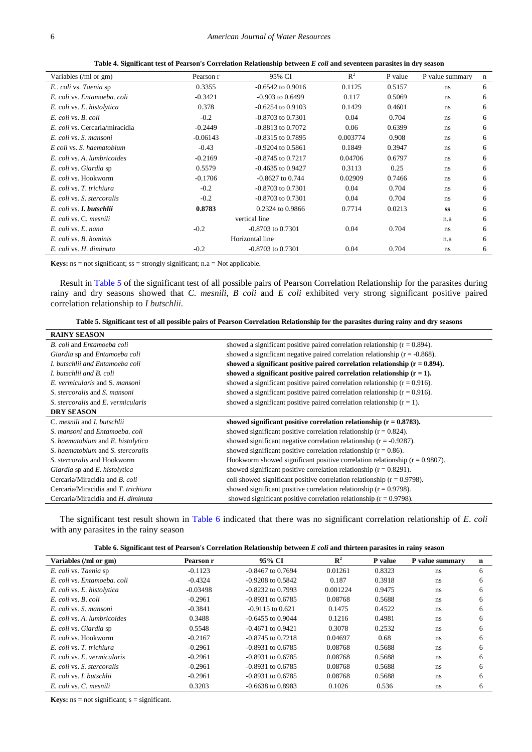**Table 4. Significant test of Pearson's Correlation Relationship between *E coli* and seventeen parasites in dry season**

| Variables (/ml or gm) | Pearson r | 95% CI | $R^2$ | P value | P value summary | n |
|---|---|---|---|---|---|---|
| *E.. coli* vs. *Taenia* sp | 0.3355 | -0.6542 to 0.9016 | 0.1125 | 0.5157 | ns | 6 |
| *E. coli* vs. *Entamoeba. coli* | -0.3421 | -0.903 to 0.6499 | 0.117 | 0.5069 | ns | 6 |
| *E. coli* vs. *E. histolytica* | 0.378 | -0.6254 to 0.9103 | 0.1429 | 0.4601 | ns | 6 |
| *E. coli* vs. *B. coli* | -0.2 | -0.8703 to 0.7301 | 0.04 | 0.704 | ns | 6 |
| *E. coli* vs. Cercaria/miracidia | -0.2449 | -0.8813 to 0.7072 | 0.06 | 0.6399 | ns | 6 |
| *E. coli* vs. *S. mansoni* | -0.06143 | -0.8315 to 0.7895 | 0.003774 | 0.908 | ns | 6 |
| *E coli* vs. *S. haematobium* | -0.43 | -0.9204 to 0.5861 | 0.1849 | 0.3947 | ns | 6 |
| *E. coli* vs. *A. lumbricoides* | -0.2169 | -0.8745 to 0.7217 | 0.04706 | 0.6797 | ns | 6 |
| *E. coli* vs. *Giardia* sp | 0.5579 | -0.4635 to 0.9427 | 0.3113 | 0.25 | ns | 6 |
| *E. coli* vs. Hookworm | -0.1706 | -0.8627 to 0.744 | 0.02909 | 0.7466 | ns | 6 |
| *E. coli* vs. *T. trichiura* | -0.2 | -0.8703 to 0.7301 | 0.04 | 0.704 | ns | 6 |
| *E. coli* vs. *S. stercoralis* | -0.2 | -0.8703 to 0.7301 | 0.04 | 0.704 | ns | 6 |
| *E. coli* vs. ***I. butschlii*** | **0.8783** | 0.2324 to 0.9866 | 0.7714 | 0.0213 | **ss** | 6 |
| *E. coli* vs. C. *mesnili* | | vertical line | | | n.a | 6 |
| *E. coli* vs. *E. nana* | -0.2 | -0.8703 to 0.7301 | 0.04 | 0.704 | ns | 6 |
| *E. coli* vs. *B. hominis* | | Horizontal line | | | n.a | 6 |
| *E. coli* vs. *H. diminuta* | -0.2 | -0.8703 to 0.7301 | 0.04 | 0.704 | ns | 6 |

**Keys:** ns = not significant; ss = strongly significant; n.a = Not applicable.

Result in Table 5 of the significant test of all possible pairs of Pearson Correlation Relationship for the parasites during rainy and dry seasons showed that *C. mesnili*, *B coli* and *E coli* exhibited very strong significant positive paired correlation relationship to *I butschlii.*

**Table 5. Significant test of all possible pairs of Pearson Correlation Relationship for the parasites during rainy and dry seasons**

| **RAINY SEASON** | |
|---|---|
| *B. coli* and *Entamoeba coli* | showed a significant positive paired correlation relationship (r = 0.894). |
| *Giardia* sp and *Entamoeba coli* | showed a significant negative paired correlation relationship (r = -0.868). |
| *I. butschlii and Entamoeba coli* | **showed a significant positive paired correlation relationship (r = 0.894).** |
| *I. butschlii and B. coli* | **showed a significant positive paired correlation relationship (r = 1).** |
| *E. vermicularis* and *S. mansoni* | showed a significant positive paired correlation relationship (r = 0.916). |
| *S. stercoralis* and *S. mansoni* | showed a significant positive paired correlation relationship (r = 0.916). |
| *S. stercoralis* and *E. vermicularis* | showed a significant positive paired correlation relationship (r = 1). |
| **DRY SEASON** | |
| C. *mesnili* and *I. butschlii* | **showed significant positive correlation relationship (r = 0.8783).** |
| *S. mansoni* and *Entamoeba. coli* | showed significant positive correlation relationship (r = 0.824). |
| *S. haematobium* and *E. histolytica* | showed significant negative correlation relationship (r = -0.9287). |
| *S. haematobium* and *S. stercoralis* | showed significant positive correlation relationship (r = 0.86). |
| *S. stercoralis* and Hookworm | Hookworm showed significant positive correlation relationship (r = 0.9807). |
| *Giardia* sp and *E. histolytica* | showed significant positive correlation relationship (r = 0.8291). |
| Cercaria/Miracidia and *B. coli* | coli showed significant positive correlation relationship (r = 0.9798). |
| Cercaria/Miracidia and *T. trichiura* | showed significant positive correlation relationship (r = 0.9798). |
| Cercaria/Miracidia and *H. diminuta* | showed significant positive correlation relationship (r = 0.9798). |

The significant test result shown in Table 6 indicated that there was no significant correlation relationship of *E. coli* with any parasites in the rainy season

**Table 6. Significant test of Pearson's Correlation Relationship between *E coli* and thirteen parasites in rainy season**

| **Variables (/ml or gm)** | **Pearson r** | **95% CI** | $R^2$ | **P value** | **P value summary** | **n** |
|---|---|---|---|---|---|---|
| *E. coli* vs. *Taenia* sp | -0.1123 | -0.8467 to 0.7694 | 0.01261 | 0.8323 | ns | 6 |
| *E. coli* vs. *Entamoeba. coli* | -0.4324 | -0.9208 to 0.5842 | 0.187 | 0.3918 | ns | 6 |
| *E. coli* vs. *E. histolytica* | -0.03498 | -0.8232 to 0.7993 | 0.001224 | 0.9475 | ns | 6 |
| *E. coli* vs. *B. coli* | -0.2961 | -0.8931 to 0.6785 | 0.08768 | 0.5688 | ns | 6 |
| *E. coli* vs. *S. mansoni* | -0.3841 | -0.9115 to 0.621 | 0.1475 | 0.4522 | ns | 6 |
| *E. coli* vs. *A. lumbricoides* | 0.3488 | -0.6455 to 0.9044 | 0.1216 | 0.4981 | ns | 6 |
| *E. coli* vs. *Giardia* sp | 0.5548 | -0.4671 to 0.9421 | 0.3078 | 0.2532 | ns | 6 |
| *E. coli* vs. Hookworm | -0.2167 | -0.8745 to 0.7218 | 0.04697 | 0.68 | ns | 6 |
| *E. coli* vs. *T. trichiura* | -0.2961 | -0.8931 to 0.6785 | 0.08768 | 0.5688 | ns | 6 |
| *E. coli* vs. *E. vermicularis* | -0.2961 | -0.8931 to 0.6785 | 0.08768 | 0.5688 | ns | 6 |
| *E. coli* vs. *S. stercoralis* | -0.2961 | -0.8931 to 0.6785 | 0.08768 | 0.5688 | ns | 6 |
| *E. coli* vs. *I. butschlii* | -0.2961 | -0.8931 to 0.6785 | 0.08768 | 0.5688 | ns | 6 |
| *E. coli* vs. *C. mesnili* | 0.3203 | -0.6638 to 0.8983 | 0.1026 | 0.536 | ns | 6 |

**Keys:** ns = not significant; s = significant.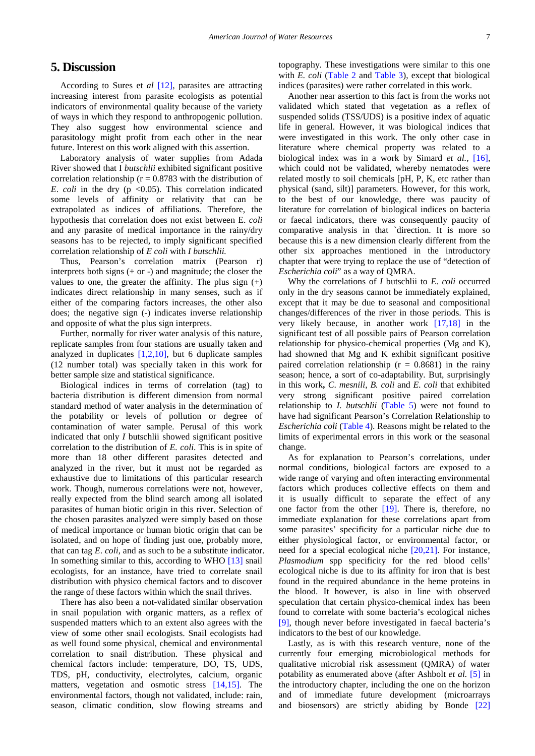## 5. Discussion

According to Sures et *al* [12], parasites are attracting increasing interest from parasite ecologists as potential indicators of environmental quality because of the variety of ways in which they respond to anthropogenic pollution. They also suggest how environmental science and parasitology might profit from each other in the near future. Interest on this work aligned with this assertion.

Laboratory analysis of water supplies from Adada River showed that I *butschlii* exhibited significant positive correlation relationship ($r = 0.8783$ with the distribution of *E. coli* in the dry ($p < 0.05$). This correlation indicated some levels of affinity or relativity that can be extrapolated as indices of affiliations. Therefore, the hypothesis that correlation does not exist between E. *coli* and any parasite of medical importance in the rainy/dry seasons has to be rejected, to imply significant specified correlation relationship of *E coli* with *I butschlii.*

Thus, Pearson's correlation matrix (Pearson r) interprets both signs (+ or -) and magnitude; the closer the values to one, the greater the affinity. The plus sign (+) indicates direct relationship in many senses, such as if either of the comparing factors increases, the other also does; the negative sign (-) indicates inverse relationship and opposite of what the plus sign interprets.

Further, normally for river water analysis of this nature, replicate samples from four stations are usually taken and analyzed in duplicates [1,2,10], but 6 duplicate samples (12 number total) was specially taken in this work for better sample size and statistical significance.

Biological indices in terms of correlation (tag) to bacteria distribution is different dimension from normal standard method of water analysis in the determination of the potability or levels of pollution or degree of contamination of water sample. Perusal of this work indicated that only *I* butschlii showed significant positive correlation to the distribution of *E. coli*. This is in spite of more than 18 other different parasites detected and analyzed in the river, but it must not be regarded as exhaustive due to limitations of this particular research work. Though, numerous correlations were not, however, really expected from the blind search among all isolated parasites of human biotic origin in this river. Selection of the chosen parasites analyzed were simply based on those of medical importance or human biotic origin that can be isolated, and on hope of finding just one, probably more, that can tag *E. coli*, and as such to be a substitute indicator. In something similar to this, according to WHO [13] snail ecologists, for an instance, have tried to correlate snail distribution with physico chemical factors and to discover the range of these factors within which the snail thrives.

There has also been a not-validated similar observation in snail population with organic matters, as a reflex of suspended matters which to an extent also agrees with the view of some other snail ecologists. Snail ecologists had as well found some physical, chemical and environmental correlation to snail distribution. These physical and chemical factors include: temperature, DO, TS, UDS, TDS, pH, conductivity, electrolytes, calcium, organic matters, vegetation and osmotic stress [14,15]. The environmental factors, though not validated, include: rain, season, climatic condition, slow flowing streams and topography. These investigations were similar to this one with *E. coli* (Table 2 and Table 3), except that biological indices (parasites) were rather correlated in this work.

Another near assertion to this fact is from the works not validated which stated that vegetation as a reflex of suspended solids (TSS/UDS) is a positive index of aquatic life in general. However, it was biological indices that were investigated in this work. The only other case in literature where chemical property was related to a biological index was in a work by Simard *et al.,* [16], which could not be validated, whereby nematodes were related mostly to soil chemicals [pH, P, K, etc rather than physical (sand, silt)] parameters. However, for this work, to the best of our knowledge, there was paucity of literature for correlation of biological indices on bacteria or faecal indicators, there was consequently paucity of comparative analysis in that `direction. It is more so because this is a new dimension clearly different from the other six approaches mentioned in the introductory chapter that were trying to replace the use of "detection of *Escherichia coli*" as a way of QMRA.

Why the correlations of *I* butschlii to *E. coli* occurred only in the dry seasons cannot be immediately explained, except that it may be due to seasonal and compositional changes/differences of the river in those periods. This is very likely because, in another work [17,18] in the significant test of all possible pairs of Pearson correlation relationship for physico-chemical properties (Mg and K), had showned that Mg and K exhibit significant positive paired correlation relationship ($r = 0.8681$) in the rainy season; hence, a sort of co-adaptability. But, surprisingly in this work**,** *C. mesnili*, *B. coli* and *E. coli* that exhibited very strong significant positive paired correlation relationship to *I. butschlii* (Table 5) were not found to have had significant Pearson's Correlation Relationship to *Escherichia coli* (Table 4). Reasons might be related to the limits of experimental errors in this work or the seasonal change.

As for explanation to Pearson's correlations, under normal conditions, biological factors are exposed to a wide range of varying and often interacting environmental factors which produces collective effects on them and it is usually difficult to separate the effect of any one factor from the other [19]. There is, therefore, no immediate explanation for these correlations apart from some parasites' specificity for a particular niche due to either physiological factor, or environmental factor, or need for a special ecological niche [20,21]. For instance, *Plasmodium* spp specificity for the red blood cells' ecological niche is due to its affinity for iron that is best found in the required abundance in the heme proteins in the blood. It however, is also in line with observed speculation that certain physico-chemical index has been found to correlate with some bacteria's ecological niches [9], though never before investigated in faecal bacteria's indicators to the best of our knowledge.

Lastly, as is with this research venture, none of the currently four emerging microbiological methods for qualitative microbial risk assessment (QMRA) of water potability as enumerated above (after Ashbolt *et al.* [5] in the introductory chapter, including the one on the horizon and of immediate future development (microarrays and biosensors) are strictly abiding by Bonde [22]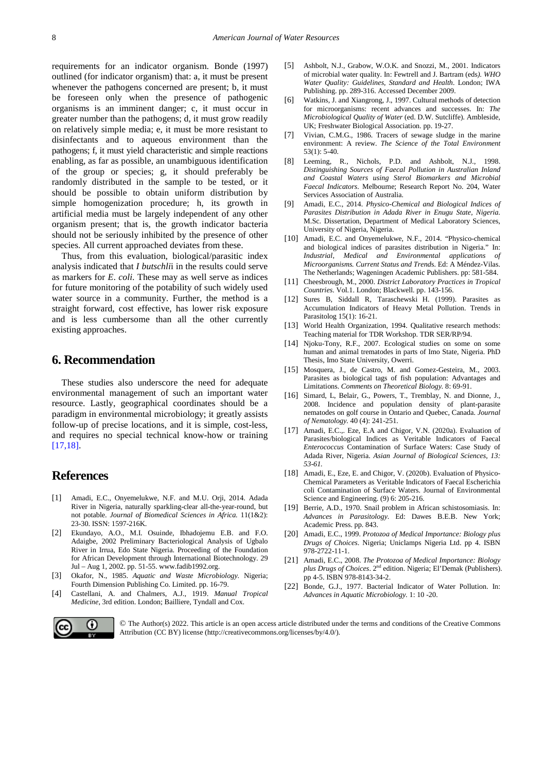requirements for an indicator organism. Bonde (1997) outlined (for indicator organism) that: a, it must be present whenever the pathogens concerned are present; b, it must be foreseen only when the presence of pathogenic organisms is an imminent danger; c, it must occur in greater number than the pathogens; d, it must grow readily on relatively simple media; e, it must be more resistant to disinfectants and to aqueous environment than the pathogens; f, it must yield characteristic and simple reactions enabling, as far as possible, an unambiguous identification of the group or species; g, it should preferably be randomly distributed in the sample to be tested, or it should be possible to obtain uniform distribution by simple homogenization procedure; h, its growth in artificial media must be largely independent of any other organism present; that is, the growth indicator bacteria should not be seriously inhibited by the presence of other species. All current approached deviates from these.

Thus, from this evaluation, biological/parasitic index analysis indicated that *I butschlii* in the results could serve as markers for *E. coli*. These may as well serve as indices for future monitoring of the potability of such widely used water source in a community. Further, the method is a straight forward, cost effective, has lower risk exposure and is less cumbersome than all the other currently existing approaches.

## 6. Recommendation

These studies also underscore the need for adequate environmental management of such an important water resource. Lastly, geographical coordinates should be a paradigm in environmental microbiology; it greatly assists follow-up of precise locations, and it is simple, cost-less, and requires no special technical know-how or training [17,18].

## References

[1] Amadi, E.C., Onyemelukwe, N.F. and M.U. Orji, 2014. Adada River in Nigeria, naturally sparkling-clear all-the-year-round, but not potable. *Journal of Biomedical Sciences in Africa.* 11(1&2): 23-30. ISSN: 1597-216K.

[2] Ekundayo, A.O., M.I. Osuinde, Ibhadojemu E.B. and F.O. Adaigbe, 2002 Preliminary Bacteriological Analysis of Ugbalo River in Irrua, Edo State Nigeria. Proceeding of the Foundation for African Development through International Biotechnology. 29 Jul – Aug 1, 2002. pp. 51-55. www.fadib1992.org.

[3] Okafor, N., 1985. *Aquatic and Waste Microbiology.* Nigeria; Fourth Dimension Publishing Co. Limited. pp. 16-79.

[4] Castellani, A. and Chalmers, A.J., 1919. *Manual Tropical Medicine*, 3rd edition. London; Bailliere, Tyndall and Cox.

[5] Ashbolt, N.J., Grabow, W.O.K. and Snozzi, M., 2001. Indicators of microbial water quality. In: Fewtrell and J. Bartram (eds*). WHO Water Quality: Guidelines, Standard and Health*. London; IWA Publishing. pp. 289-316. Accessed December 2009.

[6] Watkins, J. and Xiangrong, J., 1997. Cultural methods of detection for microorganisms: recent advances and successes. In: *The Microbiological Quality of Water* (ed. D.W. Sutcliffe). Ambleside, UK; Freshwater Biological Association. pp. 19-27.

[7] Vivian, C.M.G., 1986. Tracers of sewage sludge in the marine environment: A review. *The Science of the Total Environment* 53(1): 5-40.

[8] Leeming, R., Nichols, P.D. and Ashbolt, N.J., 1998. *Distinguishing Sources of Faecal Pollution in Australian Inland and Coastal Waters using Sterol Biomarkers and Microbial Faecal Indicators*. Melbourne; Research Report No. 204, Water Services Association of Australia.

[9] Amadi, E.C., 2014. *Physico-Chemical and Biological Indices of Parasites Distribution in Adada River in Enugu State, Nigeria.* M.Sc. Dissertation, Department of Medical Laboratory Sciences, University of Nigeria, Nigeria.

[10] Amadi, E.C. and Onyemelukwe, N.F., 2014. "Physico-chemical and biological indices of parasites distribution in Nigeria." In: *Industrial, Medical and Environmental applications of Microorganisms. Current Status and Trends.* Ed: A Méndez-Vilas. The Netherlands; Wageningen Academic Publishers. pp: 581-584.

[11] Cheesbrough, M., 2000. *District Laboratory Practices in Tropical Countries.* Vol.1. London; Blackwell. pp. 143-156.

[12] Sures B, Siddall R, Taraschewski H. (1999). Parasites as Accumulation Indicators of Heavy Metal Pollution. Trends in Parasitolog 15(1): 16-21.

[13] World Health Organization, 1994. Qualitative research methods: Teaching material for TDR Workshop. TDR SER/RP/94.

[14] Njoku-Tony, R.F., 2007. Ecological studies on some on some human and animal trematodes in parts of Imo State, Nigeria. PhD Thesis, Imo State University, Owerri.

[15] Mosquera, J., de Castro, M. and Gomez-Gesteira, M., 2003. Parasites as biological tags of fish population: Advantages and Limitations. *Comments on Theoretical Biology.* 8: 69-91.

[16] Simard, L, Belair, G., Powers, T., Tremblay, N. and Dionne, J., 2008. Incidence and population density of plant-parasite nematodes on golf course in Ontario and Quebec, Canada. *Journal of Nematology.* 40 (4): 241-251.

[17] Amadi, E.C.,. Eze, E.A and Chigor, V.N. (2020a). Evaluation of Parasites/biological Indices as Veritable Indicators of Faecal *Enterococcus* Contamination of Surface Waters: Case Study of Adada River, Nigeria. *Asian Journal of Biological Sciences, 13: 53-61.*

[18] Amadi, E., Eze, E. and Chigor, V. (2020b). Evaluation of Physico-Chemical Parameters as Veritable Indicators of Faecal Escherichia coli Contamination of Surface Waters. Journal of Environmental Science and Engineering. (9) 6: 205-216.

[19] Berrie, A.D., 1970. Snail problem in African schistosomiasis. In: *Advances in Parasitology.* Ed: Dawes B.E.B. New York; Academic Press. pp. 843.

[20] Amadi, E.C., 1999. *Protozoa of Medical Importance: Biology plus Drugs of Choices*. Nigeria; Uniclamps Nigeria Ltd. pp 4. ISBN 978-2722-11-1.

[21] Amadi, E.C., 2008. *The Protozoa of Medical Importance: Biology plus Drugs of Choices*. 2nd edition. Nigeria; El'Demak (Publishers). pp 4-5. ISBN 978-8143-34-2.

[22] Bonde, G.J., 1977. Bacterial Indicator of Water Pollution. In: *Advances in Aquatic Microbiology.* 1: 10 -20.

© The Author(s) 2022. This article is an open access article distributed under the terms and conditions of the Creative Commons Attribution (CC BY) license (http://creativecommons.org/licenses/by/4.0/).